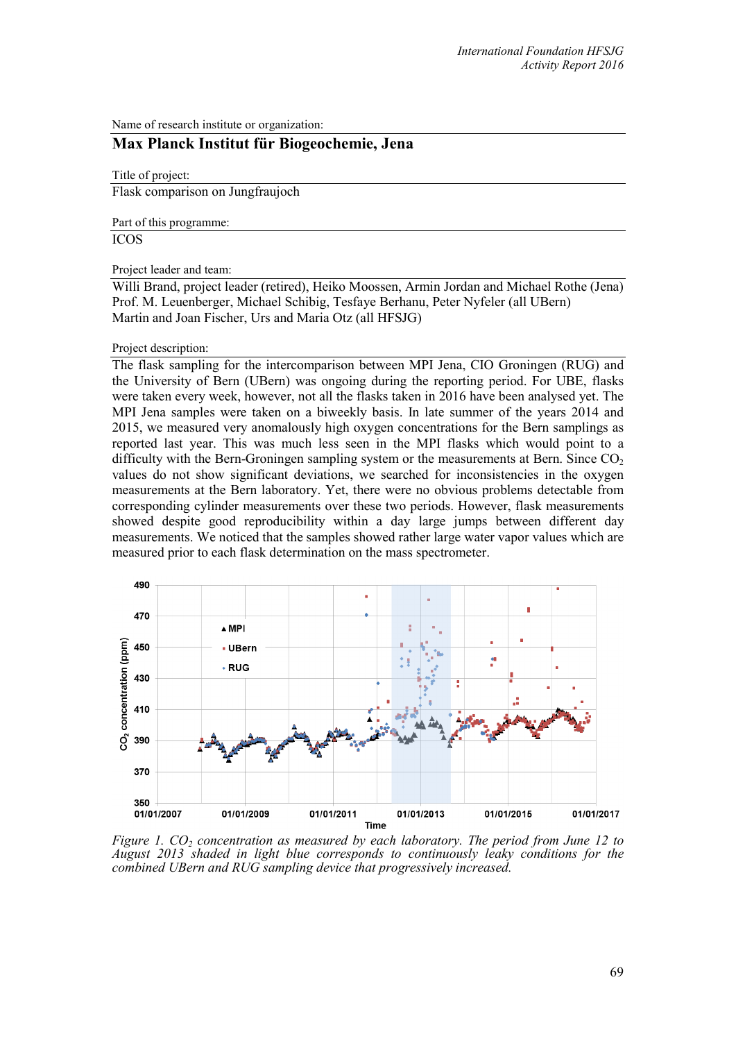Name of research institute or organization:

## Max Planck Institut für Biogeochemie, Jena

Title of project:

Flask comparison on Jungfraujoch

Part of this programme:

ICOS

Project leader and team:

Willi Brand, project leader (retired), Heiko Moossen, Armin Jordan and Michael Rothe (Jena)
Prof. M. Leuenberger, Michael Schibig, Tesfaye Berhanu, Peter Nyfeler (all UBern)
Martin and Joan Fischer, Urs and Maria Otz (all HFSJG)

Project description:

The flask sampling for the intercomparison between MPI Jena, CIO Groningen (RUG) and the University of Bern (UBern) was ongoing during the reporting period. For UBE, flasks were taken every week, however, not all the flasks taken in 2016 have been analysed yet. The MPI Jena samples were taken on a biweekly basis. In late summer of the years 2014 and 2015, we measured very anomalously high oxygen concentrations for the Bern samplings as reported last year. This was much less seen in the MPI flasks which would point to a difficulty with the Bern-Groningen sampling system or the measurements at Bern. Since $CO_2$ values do not show significant deviations, we searched for inconsistencies in the oxygen measurements at the Bern laboratory. Yet, there were no obvious problems detectable from corresponding cylinder measurements over these two periods. However, flask measurements showed despite good reproducibility within a day large jumps between different day measurements. We noticed that the samples showed rather large water vapor values which are measured prior to each flask determination on the mass spectrometer.

*Figure 1. $CO_2$ concentration as measured by each laboratory. The period from June 12 to August 2013 shaded in light blue corresponds to continuously leaky conditions for the combined UBern and RUG sampling device that progressively increased.*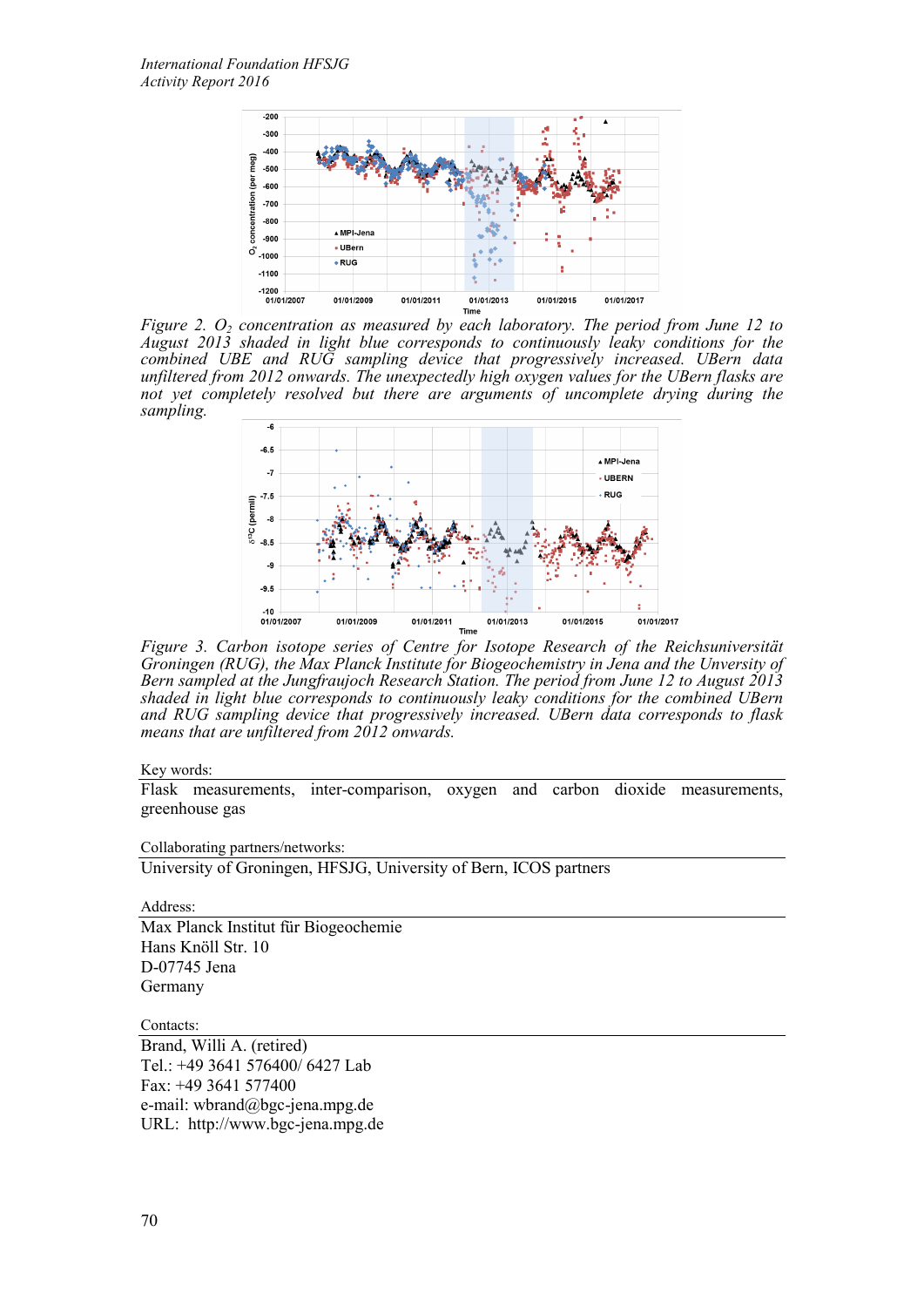-200
-300
-400
-500
-600
-700
-800
-900
-1000
-1100
-1200

$O_2$ concentration (per meg)

▲ MPI-Jena
■ UBern
◆ RUG

01/01/2007 01/01/2009 01/01/2011 01/01/2013 01/01/2015 01/01/2017

Time

*Figure 2. $O_2$ concentration as measured by each laboratory. The period from June 12 to August 2013 shaded in light blue corresponds to continuously leaky conditions for the combined UBE and RUG sampling device that progressively increased. UBern data unfiltered from 2012 onwards. The unexpectedly high oxygen values for the UBern flasks are not yet completely resolved but there are arguments of uncomplete drying during the sampling.*

-6
-6.5
-7
-7.5
-8
-8.5
-9
-9.5
-10

$\delta^{13}C$ (permil)

▲ MPI-Jena
■ UBERN
◆ RUG

01/01/2007 01/01/2009 01/01/2011 01/01/2013 01/01/2015 01/01/2017

Time

*Figure 3. Carbon isotope series of Centre for Isotope Research of the Reichsuniversität Groningen (RUG), the Max Planck Institute for Biogeochemistry in Jena and the Unversity of Bern sampled at the Jungfraujoch Research Station. The period from June 12 to August 2013 shaded in light blue corresponds to continuously leaky conditions for the combined UBern and RUG sampling device that progressively increased. UBern data corresponds to flask means that are unfiltered from 2012 onwards.*

Key words:

Flask measurements, inter-comparison, oxygen and carbon dioxide measurements, greenhouse gas

Collaborating partners/networks:

University of Groningen, HFSJG, University of Bern, ICOS partners

Address:

Max Planck Institut für Biogeochemie
Hans Knöll Str. 10
D-07745 Jena
Germany

Contacts:

Brand, Willi A. (retired)
Tel.: +49 3641 576400/ 6427 Lab
Fax: +49 3641 577400
e-mail: wbrand@bgc-jena.mpg.de
URL: http://www.bgc-jena.mpg.de